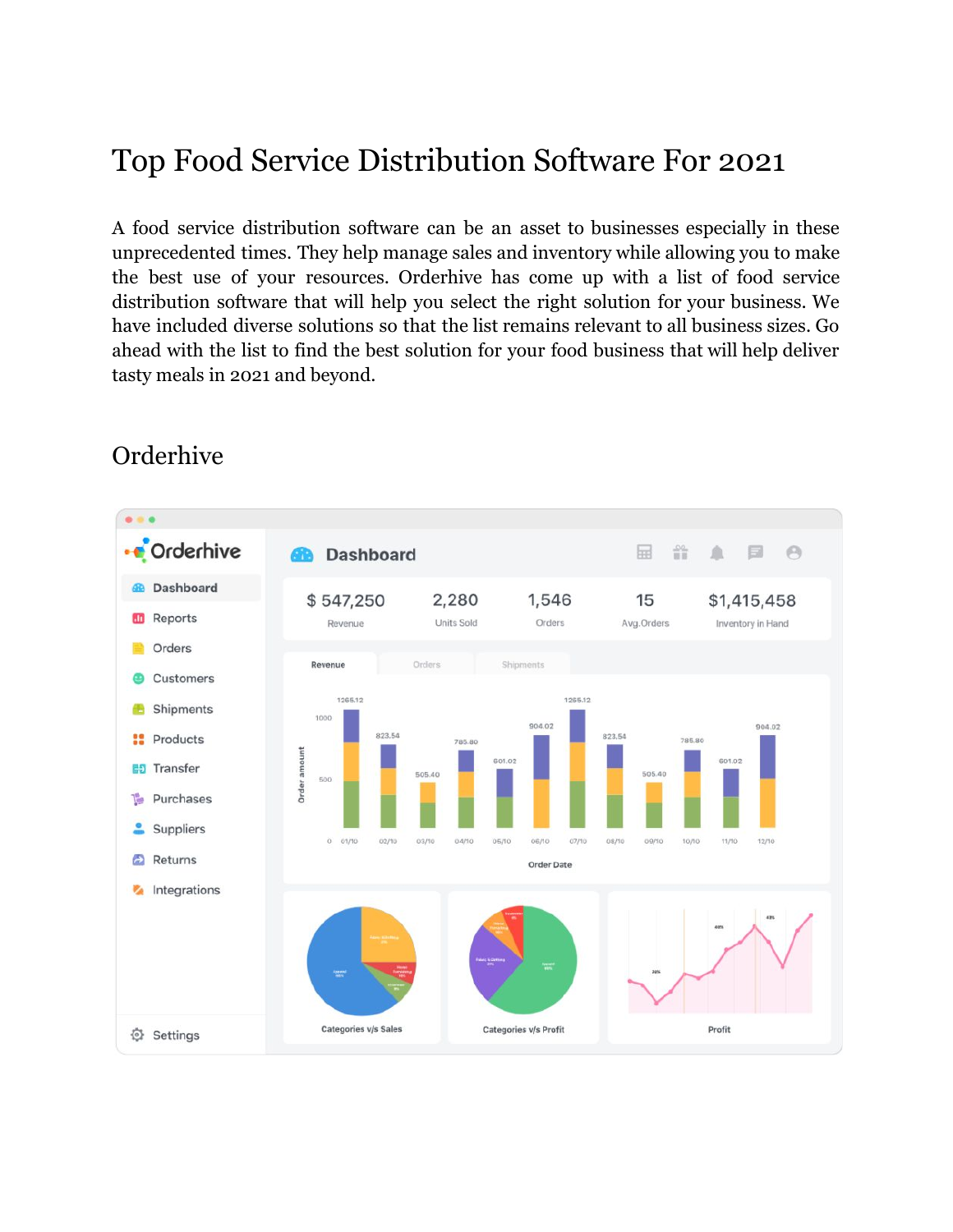# Top Food Service Distribution Software For 2021

A food service distribution software can be an asset to businesses especially in these unprecedented times. They help manage sales and inventory while allowing you to make the best use of your resources. Orderhive has come up with a list of food service distribution software that will help you select the right solution for your business. We have included diverse solutions so that the list remains relevant to all business sizes. Go ahead with the list to find the best solution for your food business that will help deliver tasty meals in 2021 and beyond.

## Orderhive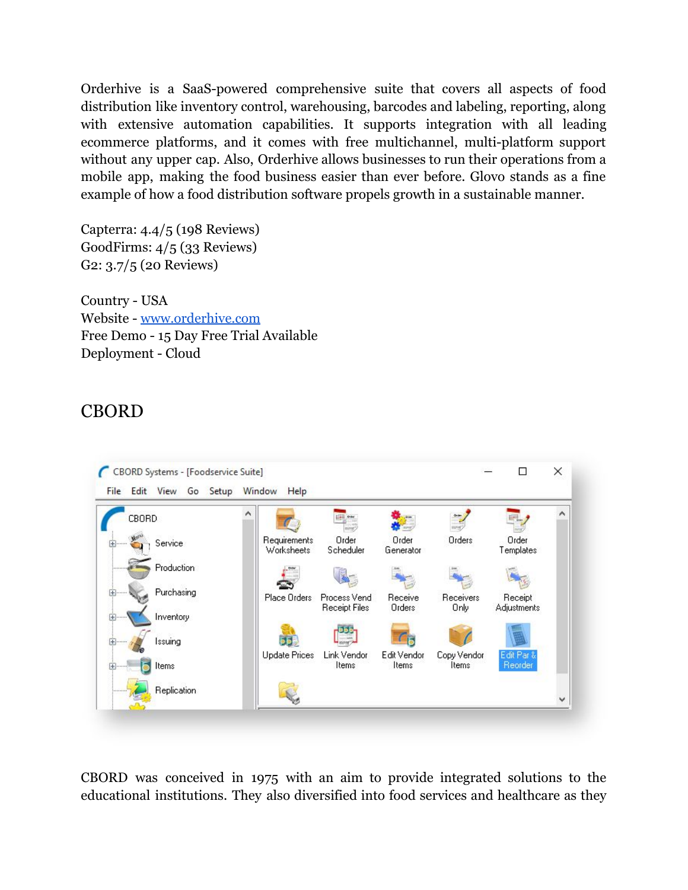Orderhive is a SaaS-powered comprehensive suite that covers all aspects of food distribution like inventory control, warehousing, barcodes and labeling, reporting, along with extensive automation capabilities. It supports integration with all leading ecommerce platforms, and it comes with free multichannel, multi-platform support without any upper cap. Also, Orderhive allows businesses to run their operations from a mobile app, making the food business easier than ever before. Glovo stands as a fine example of how a food distribution software propels growth in a sustainable manner.

Capterra: 4.4/5 (198 Reviews)
GoodFirms: 4/5 (33 Reviews)
G2: 3.7/5 (20 Reviews)

Country - USA
Website - [www.orderhive.com](http://www.orderhive.com)
Free Demo - 15 Day Free Trial Available
Deployment - Cloud

## CBORD

CBORD was conceived in 1975 with an aim to provide integrated solutions to the educational institutions. They also diversified into food services and healthcare as they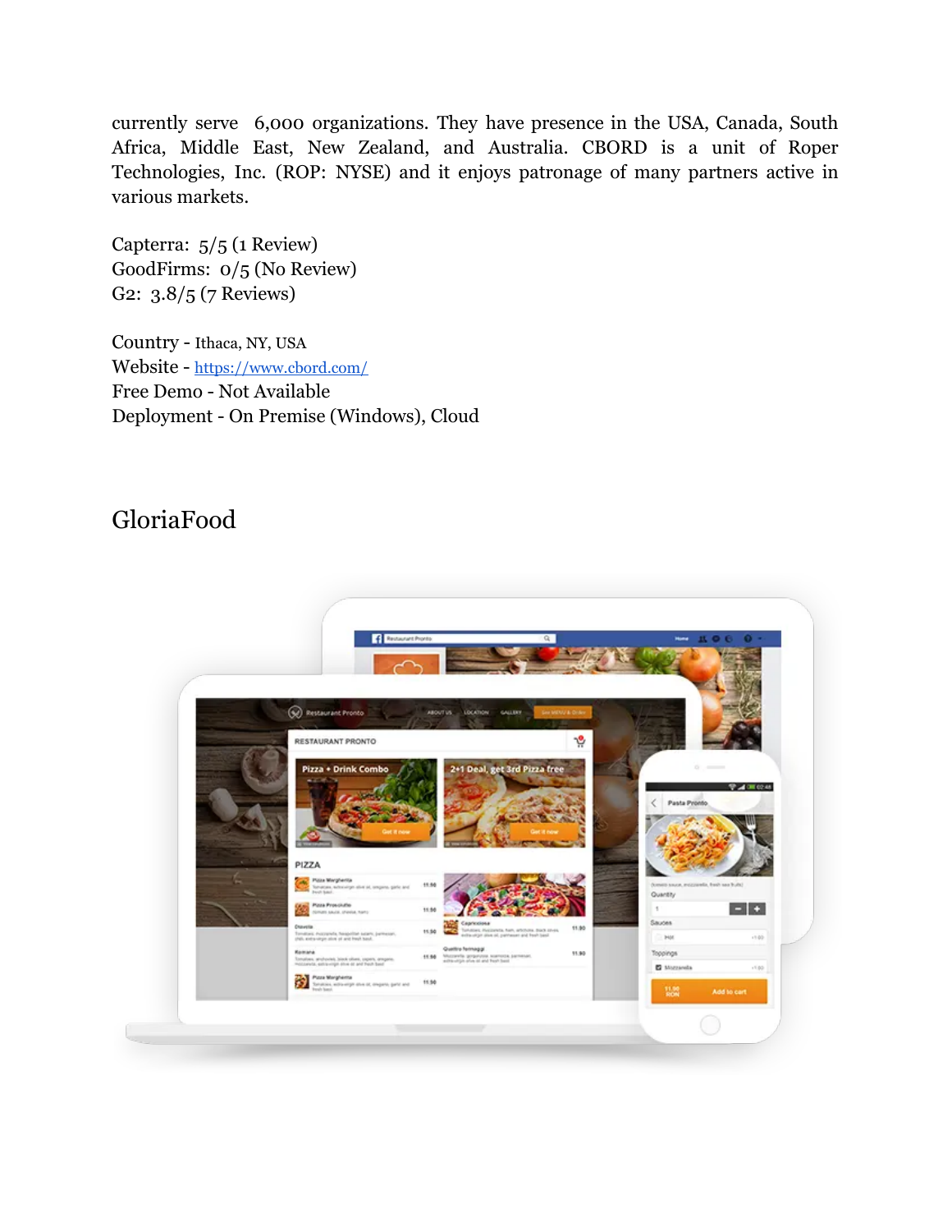currently serve 6,000 organizations. They have presence in the USA, Canada, South Africa, Middle East, New Zealand, and Australia. CBORD is a unit of Roper Technologies, Inc. (ROP: NYSE) and it enjoys patronage of many partners active in various markets.

Capterra: 5/5 (1 Review)
GoodFirms: 0/5 (No Review)
G2: 3.8/5 (7 Reviews)

Country - Ithaca, NY, USA
Website - https://www.cbord.com/
Free Demo - Not Available
Deployment - On Premise (Windows), Cloud

## GloriaFood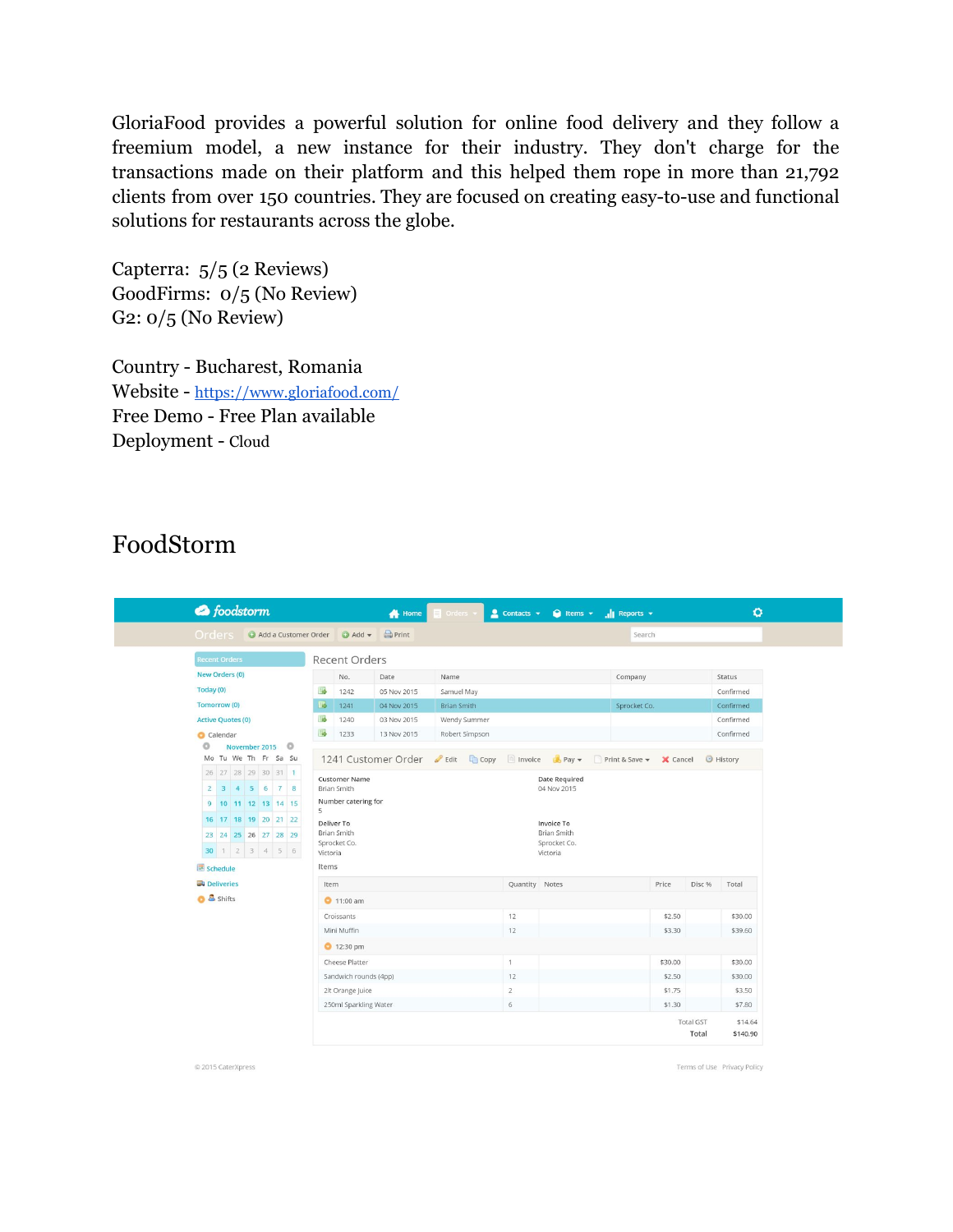GloriaFood provides a powerful solution for online food delivery and they follow a freemium model, a new instance for their industry. They don't charge for the transactions made on their platform and this helped them rope in more than 21,792 clients from over 150 countries. They are focused on creating easy-to-use and functional solutions for restaurants across the globe.

Capterra: 5/5 (2 Reviews)
GoodFirms: 0/5 (No Review)
G2: 0/5 (No Review)

Country - Bucharest, Romania
Website - https://www.gloriafood.com/
Free Demo - Free Plan available
Deployment - Cloud

## FoodStorm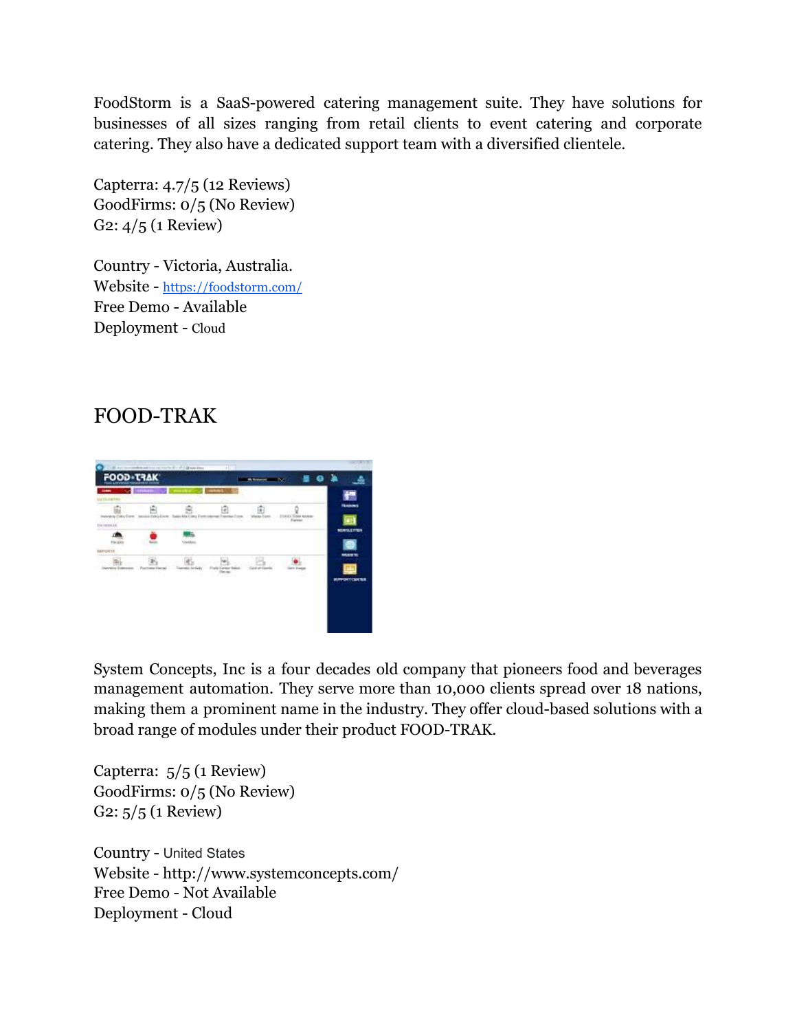FoodStorm is a SaaS-powered catering management suite. They have solutions for businesses of all sizes ranging from retail clients to event catering and corporate catering. They also have a dedicated support team with a diversified clientele.

Capterra: 4.7/5 (12 Reviews)
GoodFirms: 0/5 (No Review)
G2: 4/5 (1 Review)

Country - Victoria, Australia.
Website - https://foodstorm.com/
Free Demo - Available
Deployment - Cloud

## FOOD-TRAK

System Concepts, Inc is a four decades old company that pioneers food and beverages management automation. They serve more than 10,000 clients spread over 18 nations, making them a prominent name in the industry. They offer cloud-based solutions with a broad range of modules under their product FOOD-TRAK.

Capterra: 5/5 (1 Review)
GoodFirms: 0/5 (No Review)
G2: 5/5 (1 Review)

Country - United States
Website - http://www.systemconcepts.com/
Free Demo - Not Available
Deployment - Cloud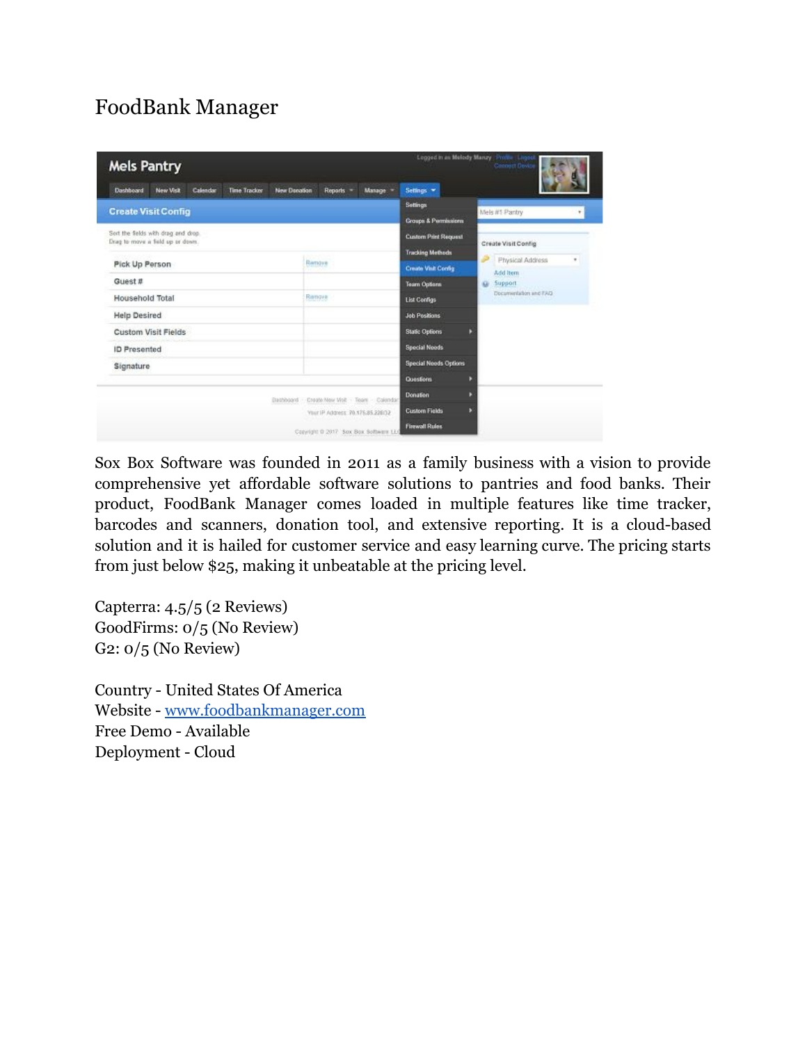# FoodBank Manager

Sox Box Software was founded in 2011 as a family business with a vision to provide comprehensive yet affordable software solutions to pantries and food banks. Their product, FoodBank Manager comes loaded in multiple features like time tracker, barcodes and scanners, donation tool, and extensive reporting. It is a cloud-based solution and it is hailed for customer service and easy learning curve. The pricing starts from just below $25, making it unbeatable at the pricing level.

Capterra: 4.5/5 (2 Reviews)
GoodFirms: 0/5 (No Review)
G2: 0/5 (No Review)

Country - United States Of America
Website - [www.foodbankmanager.com](http://www.foodbankmanager.com)
Free Demo - Available
Deployment - Cloud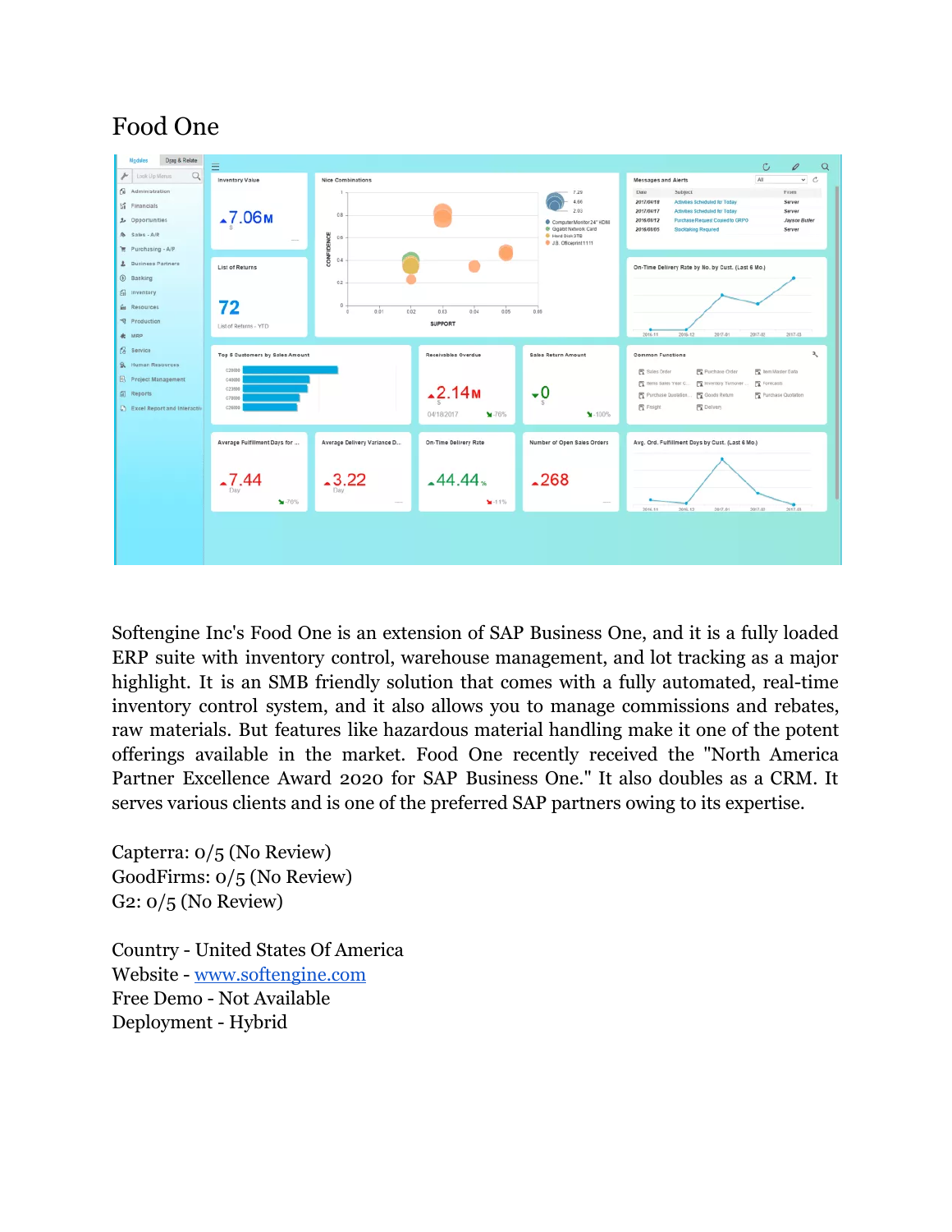# Food One

Softengine Inc's Food One is an extension of SAP Business One, and it is a fully loaded ERP suite with inventory control, warehouse management, and lot tracking as a major highlight. It is an SMB friendly solution that comes with a fully automated, real-time inventory control system, and it also allows you to manage commissions and rebates, raw materials. But features like hazardous material handling make it one of the potent offerings available in the market. Food One recently received the "North America Partner Excellence Award 2020 for SAP Business One." It also doubles as a CRM. It serves various clients and is one of the preferred SAP partners owing to its expertise.

Capterra: 0/5 (No Review)
GoodFirms: 0/5 (No Review)
G2: 0/5 (No Review)

Country - United States Of America
Website - www.softengine.com
Free Demo - Not Available
Deployment - Hybrid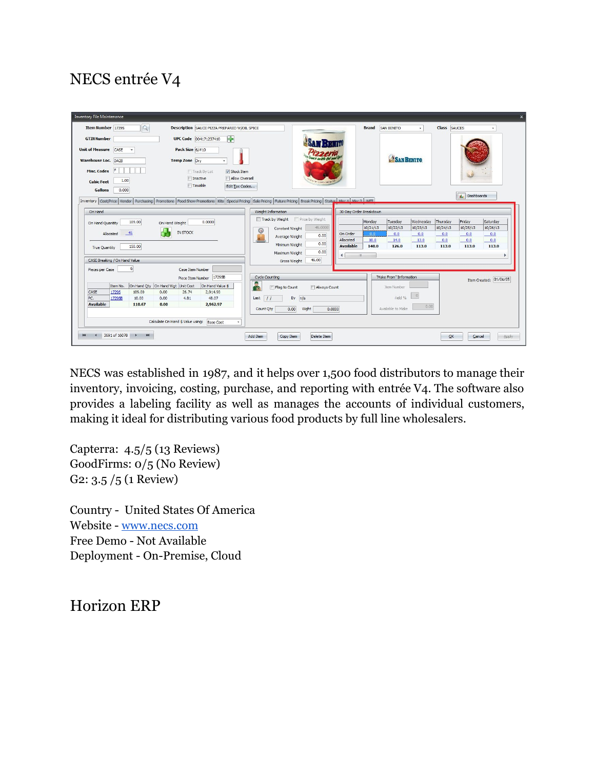## NECS entrée V4

NECS was established in 1987, and it helps over 1,500 food distributors to manage their inventory, invoicing, costing, purchase, and reporting with entrée V4. The software also provides a labeling facility as well as manages the accounts of individual customers, making it ideal for distributing various food products by full line wholesalers.

Capterra: 4.5/5 (13 Reviews)
GoodFirms: 0/5 (No Review)
G2: 3.5 /5 (1 Review)

Country - United States Of America
Website - www.necs.com
Free Demo - Not Available
Deployment - On-Premise, Cloud

## Horizon ERP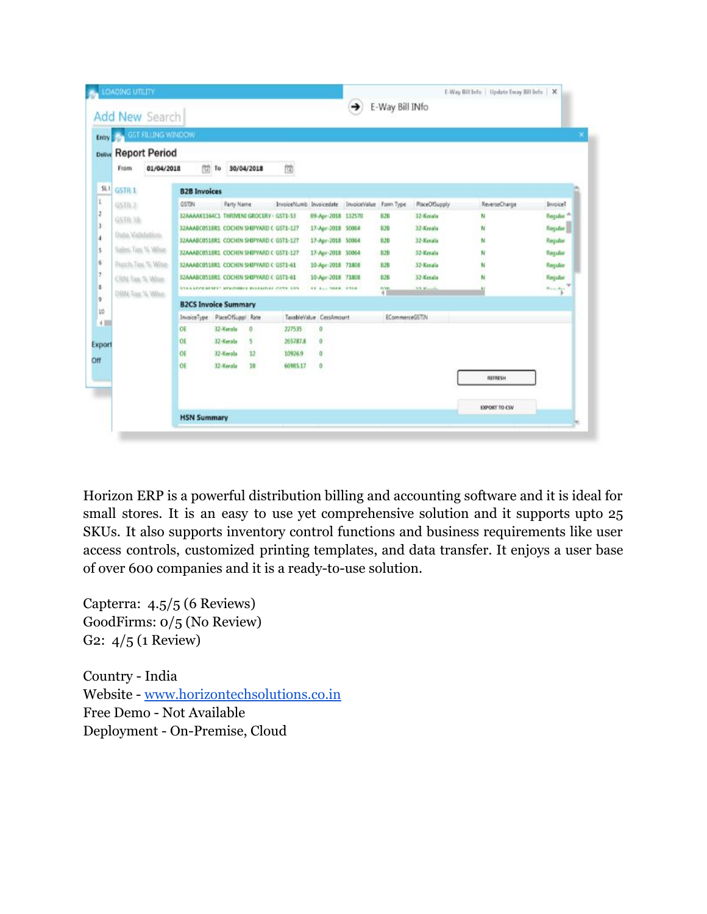Horizon ERP is a powerful distribution billing and accounting software and it is ideal for small stores. It is an easy to use yet comprehensive solution and it supports upto 25 SKUs. It also supports inventory control functions and business requirements like user access controls, customized printing templates, and data transfer. It enjoys a user base of over 600 companies and it is a ready-to-use solution.

Capterra: 4.5/5 (6 Reviews)
GoodFirms: 0/5 (No Review)
G2: 4/5 (1 Review)

Country - India
Website - [www.horizontechsolutions.co.in](http://www.horizontechsolutions.co.in)
Free Demo - Not Available
Deployment - On-Premise, Cloud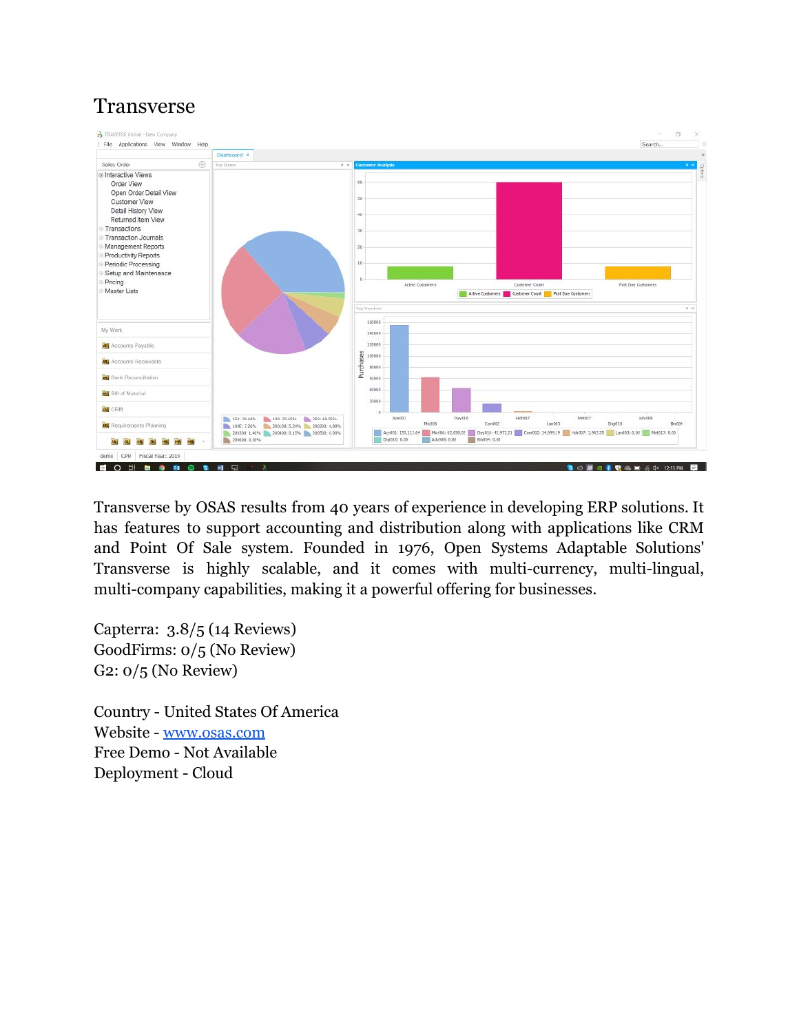# Transverse

Transverse by OSAS results from 40 years of experience in developing ERP solutions. It has features to support accounting and distribution along with applications like CRM and Point Of Sale system. Founded in 1976, Open Systems Adaptable Solutions' Transverse is highly scalable, and it comes with multi-currency, multi-lingual, multi-company capabilities, making it a powerful offering for businesses.

Capterra: 3.8/5 (14 Reviews)
GoodFirms: 0/5 (No Review)
G2: 0/5 (No Review)

Country - United States Of America
Website - [www.osas.com](http://www.osas.com)
Free Demo - Not Available
Deployment - Cloud